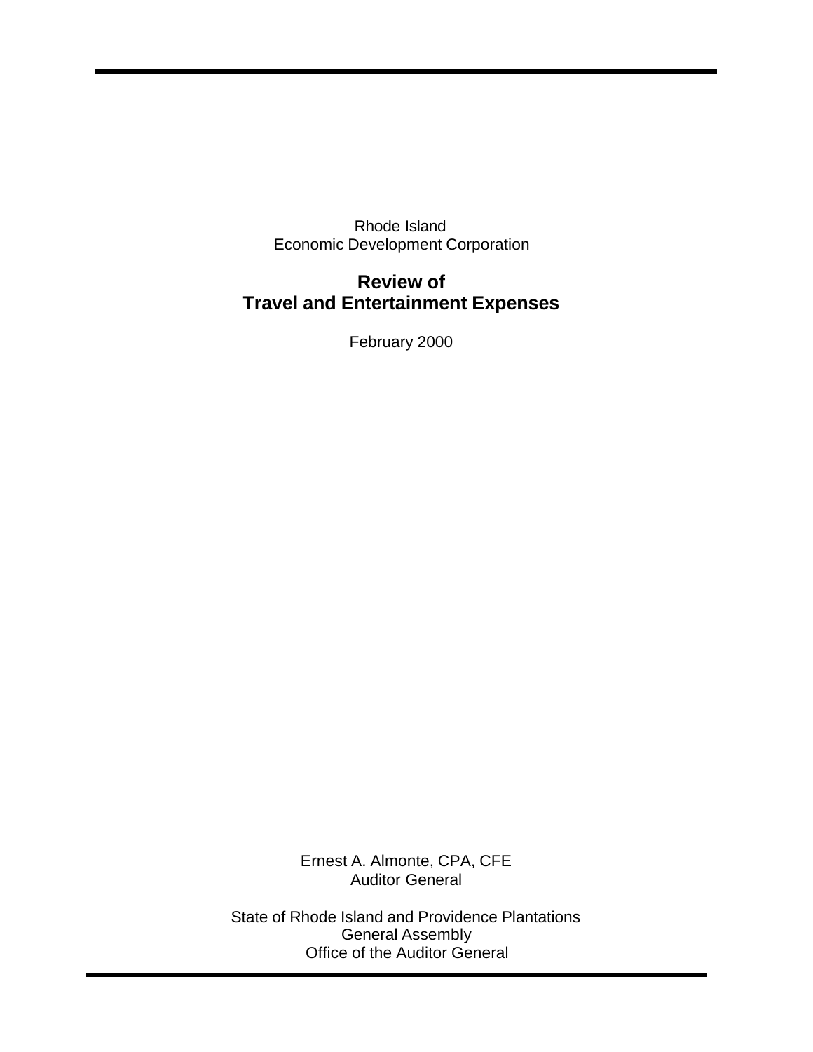Rhode Island
Economic Development Corporation

# Review of Travel and Entertainment Expenses

February 2000

Ernest A. Almonte, CPA, CFE
Auditor General

State of Rhode Island and Providence Plantations
General Assembly
Office of the Auditor General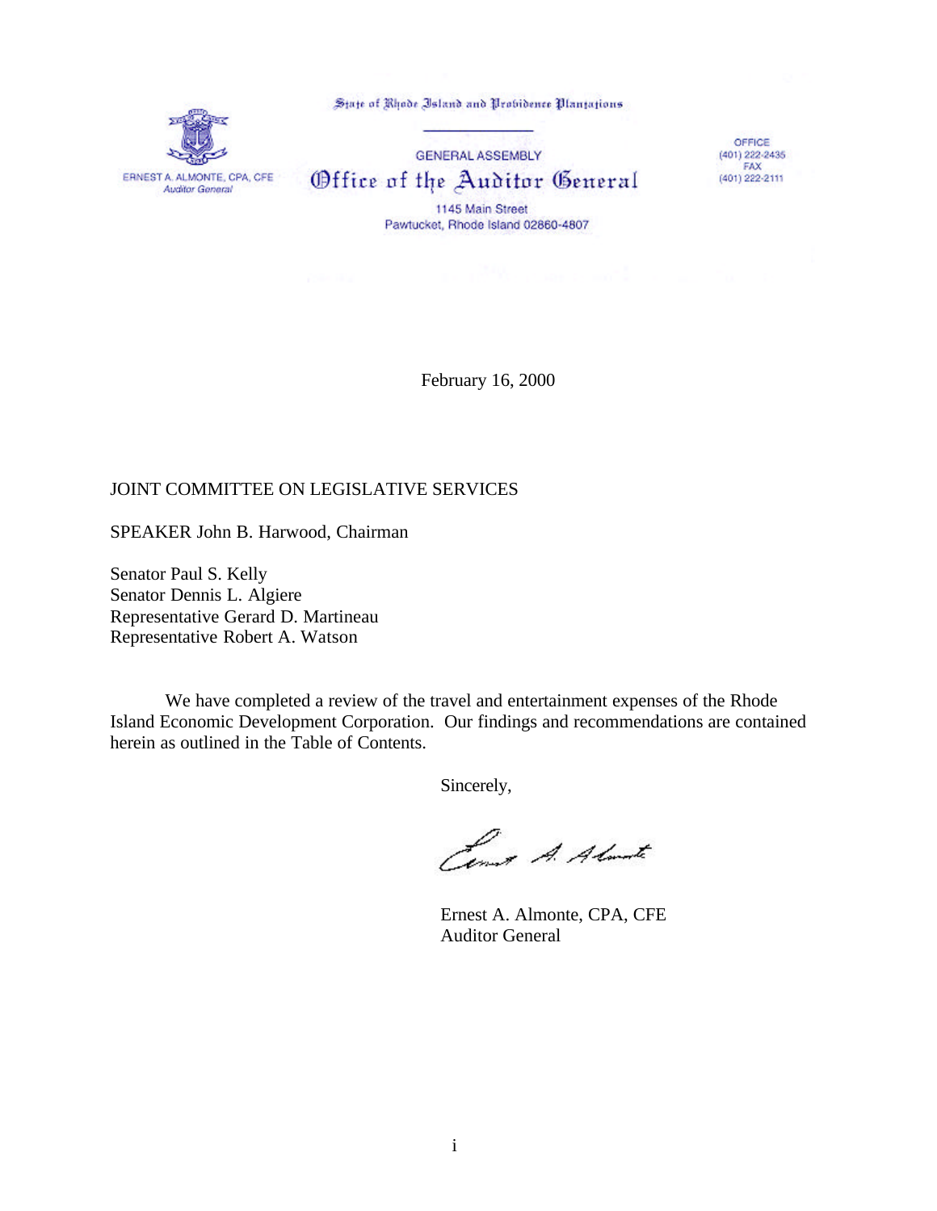State of Rhode Island and Providence Plantations

GENERAL ASSEMBLY

# Office of the Auditor General

ERNEST A. ALMONTE, CPA, CFE
*Auditor General*

1145 Main Street
Pawtucket, Rhode Island 02860-4807

OFFICE
(401) 222-2435
FAX
(401) 222-2111

February 16, 2000

JOINT COMMITTEE ON LEGISLATIVE SERVICES

SPEAKER John B. Harwood, Chairman

Senator Paul S. Kelly
Senator Dennis L. Algiere
Representative Gerard D. Martineau
Representative Robert A. Watson

We have completed a review of the travel and entertainment expenses of the Rhode Island Economic Development Corporation. Our findings and recommendations are contained herein as outlined in the Table of Contents.

Sincerely,

Ernest A. Almonte, CPA, CFE
Auditor General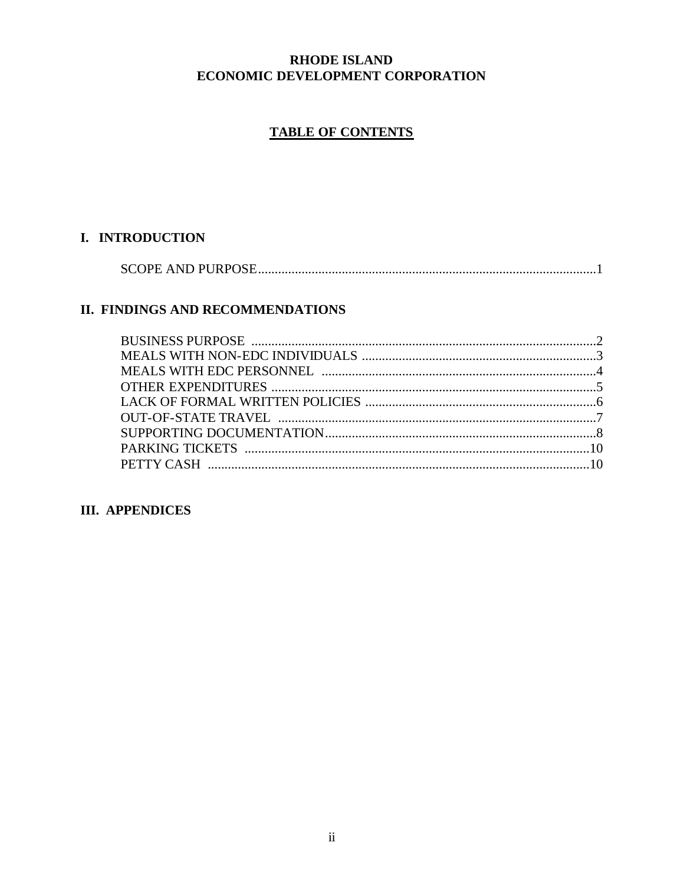**RHODE ISLAND**
**ECONOMIC DEVELOPMENT CORPORATION**

# TABLE OF CONTENTS

## I. INTRODUCTION

SCOPE AND PURPOSE.....................................................................................................1

## II. FINDINGS AND RECOMMENDATIONS

BUSINESS PURPOSE .......................................................................................................2
MEALS WITH NON-EDC INDIVIDUALS .....................................................................3
MEALS WITH EDC PERSONNEL .................................................................................4
OTHER EXPENDITURES .................................................................................................5
LACK OF FORMAL WRITTEN POLICIES .....................................................................6
OUT-OF-STATE TRAVEL ...............................................................................................7
SUPPORTING DOCUMENTATION.................................................................................8
PARKING TICKETS .......................................................................................................10
PETTY CASH ..................................................................................................................10

## III. APPENDICES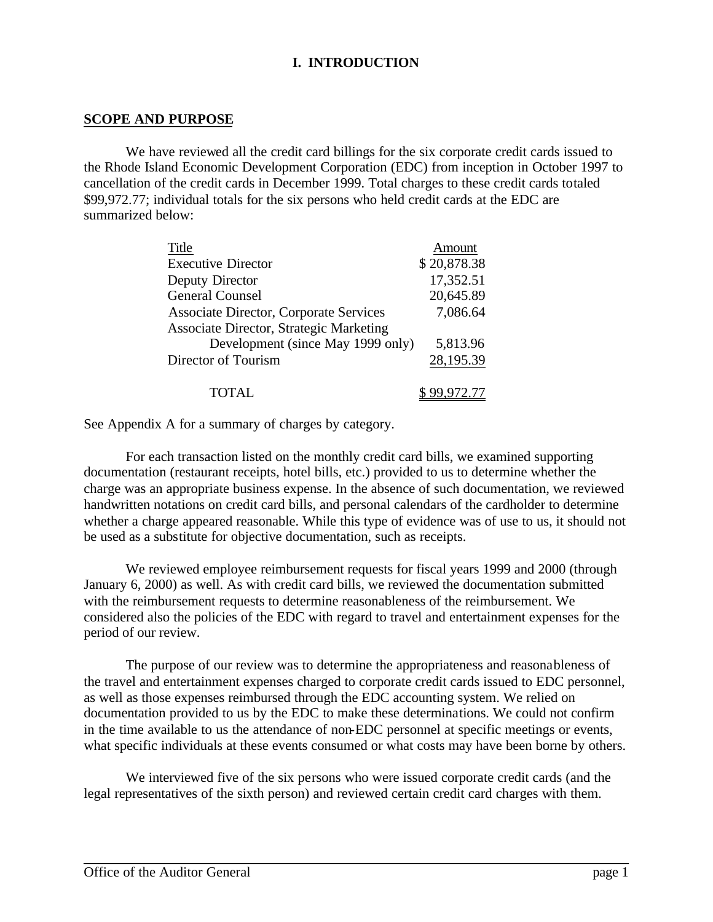# I. INTRODUCTION

## SCOPE AND PURPOSE

We have reviewed all the credit card billings for the six corporate credit cards issued to the Rhode Island Economic Development Corporation (EDC) from inception in October 1997 to cancellation of the credit cards in December 1999. Total charges to these credit cards totaled $99,972.77; individual totals for the six persons who held credit cards at the EDC are summarized below:

| Title | Amount |
|---|---|
| Executive Director | $ 20,878.38 |
| Deputy Director | 17,352.51 |
| General Counsel | 20,645.89 |
| Associate Director, Corporate Services | 7,086.64 |
| Associate Director, Strategic Marketing Development (since May 1999 only) | 5,813.96 |
| Director of Tourism | 28,195.39 |
| TOTAL | $ 99,972.77 |

See Appendix A for a summary of charges by category.

For each transaction listed on the monthly credit card bills, we examined supporting documentation (restaurant receipts, hotel bills, etc.) provided to us to determine whether the charge was an appropriate business expense. In the absence of such documentation, we reviewed handwritten notations on credit card bills, and personal calendars of the cardholder to determine whether a charge appeared reasonable. While this type of evidence was of use to us, it should not be used as a substitute for objective documentation, such as receipts.

We reviewed employee reimbursement requests for fiscal years 1999 and 2000 (through January 6, 2000) as well. As with credit card bills, we reviewed the documentation submitted with the reimbursement requests to determine reasonableness of the reimbursement. We considered also the policies of the EDC with regard to travel and entertainment expenses for the period of our review.

The purpose of our review was to determine the appropriateness and reasonableness of the travel and entertainment expenses charged to corporate credit cards issued to EDC personnel, as well as those expenses reimbursed through the EDC accounting system. We relied on documentation provided to us by the EDC to make these determinations. We could not confirm in the time available to us the attendance of non-EDC personnel at specific meetings or events, what specific individuals at these events consumed or what costs may have been borne by others.

We interviewed five of the six persons who were issued corporate credit cards (and the legal representatives of the sixth person) and reviewed certain credit card charges with them.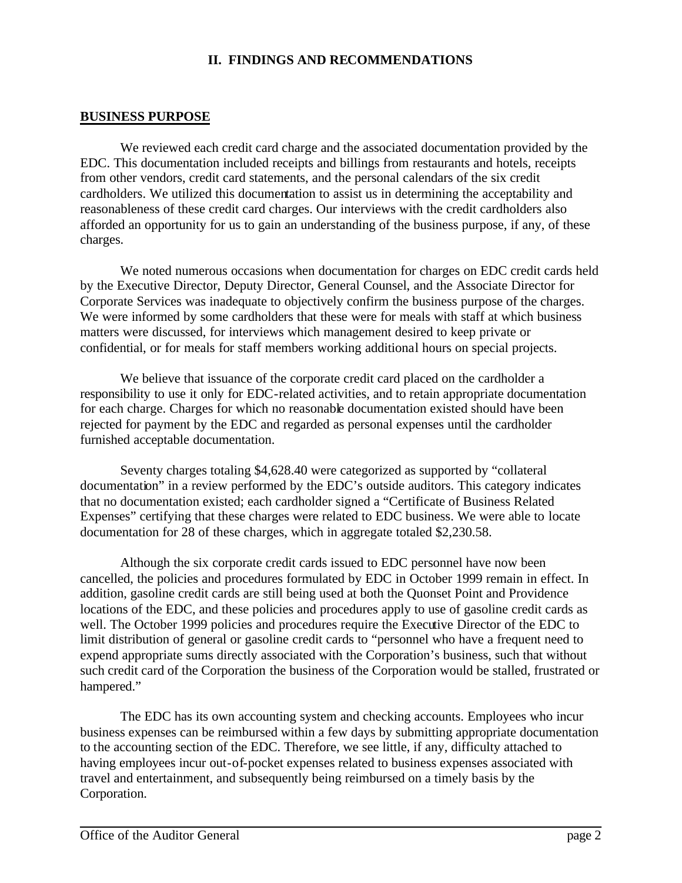## II. FINDINGS AND RECOMMENDATIONS

### BUSINESS PURPOSE

We reviewed each credit card charge and the associated documentation provided by the EDC. This documentation included receipts and billings from restaurants and hotels, receipts from other vendors, credit card statements, and the personal calendars of the six credit cardholders. We utilized this documentation to assist us in determining the acceptability and reasonableness of these credit card charges. Our interviews with the credit cardholders also afforded an opportunity for us to gain an understanding of the business purpose, if any, of these charges.

We noted numerous occasions when documentation for charges on EDC credit cards held by the Executive Director, Deputy Director, General Counsel, and the Associate Director for Corporate Services was inadequate to objectively confirm the business purpose of the charges. We were informed by some cardholders that these were for meals with staff at which business matters were discussed, for interviews which management desired to keep private or confidential, or for meals for staff members working additional hours on special projects.

We believe that issuance of the corporate credit card placed on the cardholder a responsibility to use it only for EDC-related activities, and to retain appropriate documentation for each charge. Charges for which no reasonable documentation existed should have been rejected for payment by the EDC and regarded as personal expenses until the cardholder furnished acceptable documentation.

Seventy charges totaling $4,628.40 were categorized as supported by "collateral documentation" in a review performed by the EDC's outside auditors. This category indicates that no documentation existed; each cardholder signed a "Certificate of Business Related Expenses" certifying that these charges were related to EDC business. We were able to locate documentation for 28 of these charges, which in aggregate totaled $2,230.58.

Although the six corporate credit cards issued to EDC personnel have now been cancelled, the policies and procedures formulated by EDC in October 1999 remain in effect. In addition, gasoline credit cards are still being used at both the Quonset Point and Providence locations of the EDC, and these policies and procedures apply to use of gasoline credit cards as well. The October 1999 policies and procedures require the Executive Director of the EDC to limit distribution of general or gasoline credit cards to "personnel who have a frequent need to expend appropriate sums directly associated with the Corporation's business, such that without such credit card of the Corporation the business of the Corporation would be stalled, frustrated or hampered."

The EDC has its own accounting system and checking accounts. Employees who incur business expenses can be reimbursed within a few days by submitting appropriate documentation to the accounting section of the EDC. Therefore, we see little, if any, difficulty attached to having employees incur out-of-pocket expenses related to business expenses associated with travel and entertainment, and subsequently being reimbursed on a timely basis by the Corporation.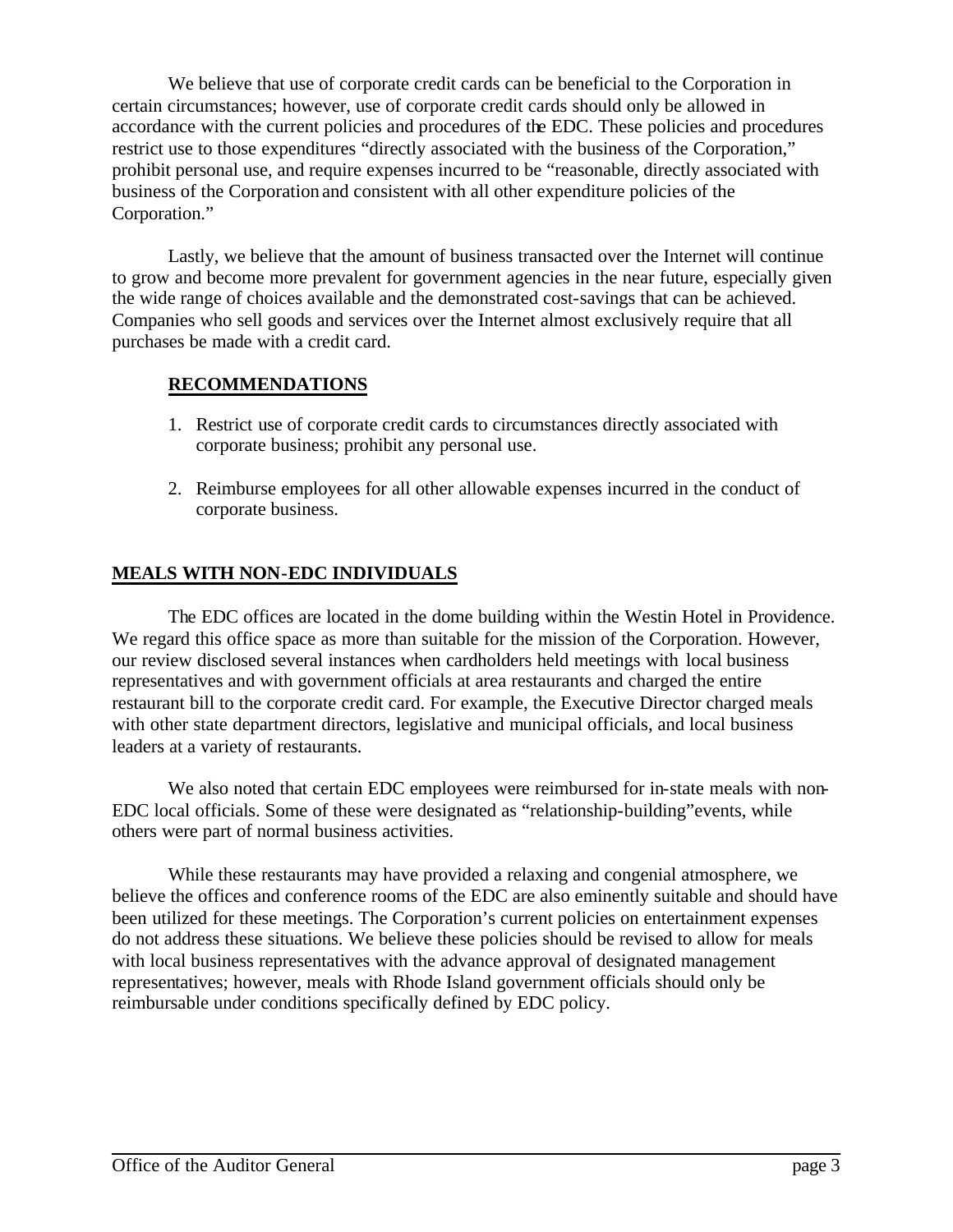We believe that use of corporate credit cards can be beneficial to the Corporation in certain circumstances; however, use of corporate credit cards should only be allowed in accordance with the current policies and procedures of the EDC. These policies and procedures restrict use to those expenditures "directly associated with the business of the Corporation," prohibit personal use, and require expenses incurred to be "reasonable, directly associated with business of the Corporation and consistent with all other expenditure policies of the Corporation."

Lastly, we believe that the amount of business transacted over the Internet will continue to grow and become more prevalent for government agencies in the near future, especially given the wide range of choices available and the demonstrated cost-savings that can be achieved. Companies who sell goods and services over the Internet almost exclusively require that all purchases be made with a credit card.

**RECOMMENDATIONS**

1. Restrict use of corporate credit cards to circumstances directly associated with corporate business; prohibit any personal use.

2. Reimburse employees for all other allowable expenses incurred in the conduct of corporate business.

## MEALS WITH NON-EDC INDIVIDUALS

The EDC offices are located in the dome building within the Westin Hotel in Providence. We regard this office space as more than suitable for the mission of the Corporation. However, our review disclosed several instances when cardholders held meetings with local business representatives and with government officials at area restaurants and charged the entire restaurant bill to the corporate credit card. For example, the Executive Director charged meals with other state department directors, legislative and municipal officials, and local business leaders at a variety of restaurants.

We also noted that certain EDC employees were reimbursed for in-state meals with non-EDC local officials. Some of these were designated as "relationship-building" events, while others were part of normal business activities.

While these restaurants may have provided a relaxing and congenial atmosphere, we believe the offices and conference rooms of the EDC are also eminently suitable and should have been utilized for these meetings. The Corporation's current policies on entertainment expenses do not address these situations. We believe these policies should be revised to allow for meals with local business representatives with the advance approval of designated management representatives; however, meals with Rhode Island government officials should only be reimbursable under conditions specifically defined by EDC policy.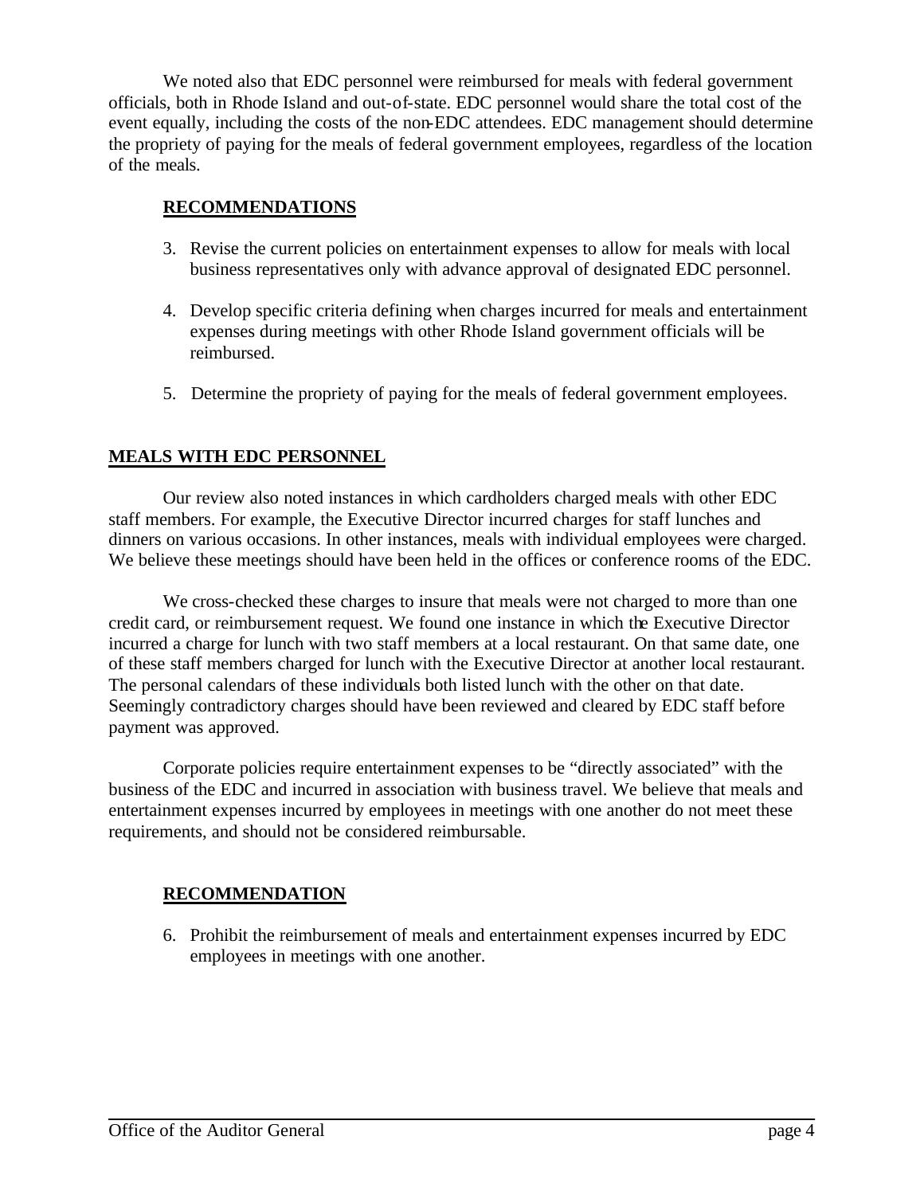We noted also that EDC personnel were reimbursed for meals with federal government officials, both in Rhode Island and out-of-state. EDC personnel would share the total cost of the event equally, including the costs of the non-EDC attendees. EDC management should determine the propriety of paying for the meals of federal government employees, regardless of the location of the meals.

**RECOMMENDATIONS**

3. Revise the current policies on entertainment expenses to allow for meals with local business representatives only with advance approval of designated EDC personnel.

4. Develop specific criteria defining when charges incurred for meals and entertainment expenses during meetings with other Rhode Island government officials will be reimbursed.

5. Determine the propriety of paying for the meals of federal government employees.

## MEALS WITH EDC PERSONNEL

Our review also noted instances in which cardholders charged meals with other EDC staff members. For example, the Executive Director incurred charges for staff lunches and dinners on various occasions. In other instances, meals with individual employees were charged. We believe these meetings should have been held in the offices or conference rooms of the EDC.

We cross-checked these charges to insure that meals were not charged to more than one credit card, or reimbursement request. We found one instance in which the Executive Director incurred a charge for lunch with two staff members at a local restaurant. On that same date, one of these staff members charged for lunch with the Executive Director at another local restaurant. The personal calendars of these individuals both listed lunch with the other on that date. Seemingly contradictory charges should have been reviewed and cleared by EDC staff before payment was approved.

Corporate policies require entertainment expenses to be "directly associated" with the business of the EDC and incurred in association with business travel. We believe that meals and entertainment expenses incurred by employees in meetings with one another do not meet these requirements, and should not be considered reimbursable.

**RECOMMENDATION**

6. Prohibit the reimbursement of meals and entertainment expenses incurred by EDC employees in meetings with one another.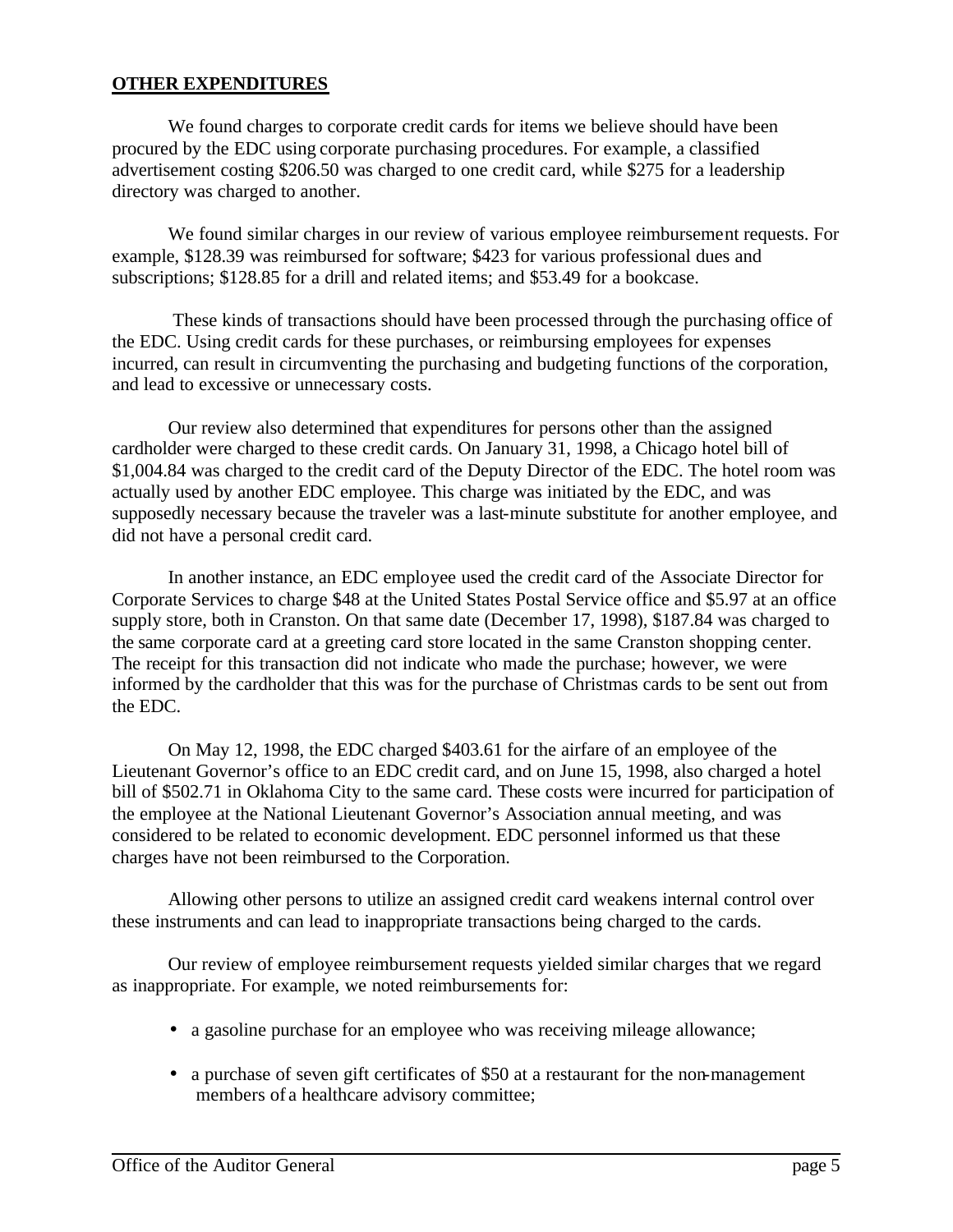**OTHER EXPENDITURES**

We found charges to corporate credit cards for items we believe should have been procured by the EDC using corporate purchasing procedures. For example, a classified advertisement costing $206.50 was charged to one credit card, while $275 for a leadership directory was charged to another.

We found similar charges in our review of various employee reimbursement requests. For example, $128.39 was reimbursed for software; $423 for various professional dues and subscriptions; $128.85 for a drill and related items; and $53.49 for a bookcase.

These kinds of transactions should have been processed through the purchasing office of the EDC. Using credit cards for these purchases, or reimbursing employees for expenses incurred, can result in circumventing the purchasing and budgeting functions of the corporation, and lead to excessive or unnecessary costs.

Our review also determined that expenditures for persons other than the assigned cardholder were charged to these credit cards. On January 31, 1998, a Chicago hotel bill of $1,004.84 was charged to the credit card of the Deputy Director of the EDC. The hotel room was actually used by another EDC employee. This charge was initiated by the EDC, and was supposedly necessary because the traveler was a last-minute substitute for another employee, and did not have a personal credit card.

In another instance, an EDC employee used the credit card of the Associate Director for Corporate Services to charge $48 at the United States Postal Service office and $5.97 at an office supply store, both in Cranston. On that same date (December 17, 1998), $187.84 was charged to the same corporate card at a greeting card store located in the same Cranston shopping center. The receipt for this transaction did not indicate who made the purchase; however, we were informed by the cardholder that this was for the purchase of Christmas cards to be sent out from the EDC.

On May 12, 1998, the EDC charged $403.61 for the airfare of an employee of the Lieutenant Governor's office to an EDC credit card, and on June 15, 1998, also charged a hotel bill of $502.71 in Oklahoma City to the same card. These costs were incurred for participation of the employee at the National Lieutenant Governor's Association annual meeting, and was considered to be related to economic development. EDC personnel informed us that these charges have not been reimbursed to the Corporation.

Allowing other persons to utilize an assigned credit card weakens internal control over these instruments and can lead to inappropriate transactions being charged to the cards.

Our review of employee reimbursement requests yielded similar charges that we regard as inappropriate. For example, we noted reimbursements for:

- a gasoline purchase for an employee who was receiving mileage allowance;
- a purchase of seven gift certificates of $50 at a restaurant for the non-management members of a healthcare advisory committee;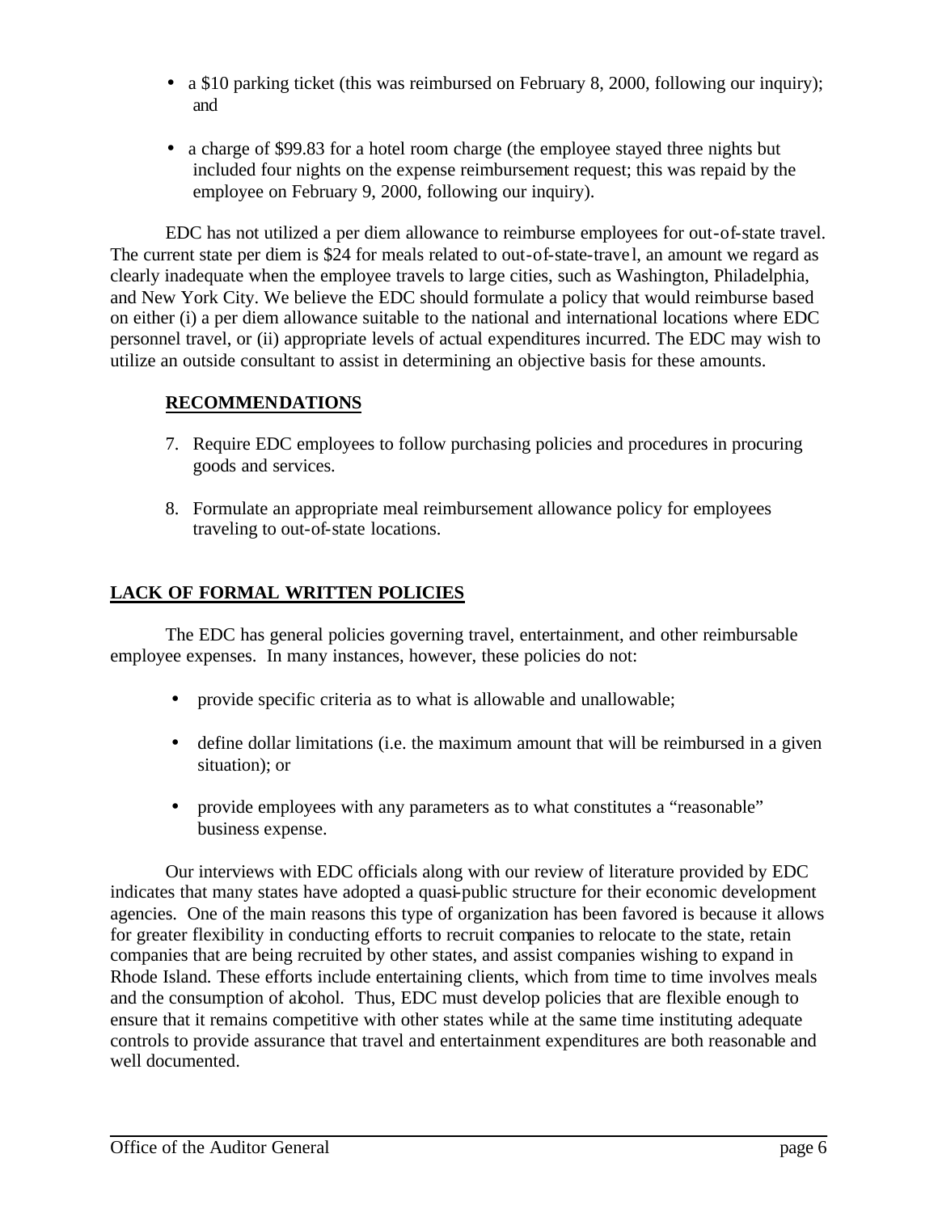- a $10 parking ticket (this was reimbursed on February 8, 2000, following our inquiry); and

- a charge of $99.83 for a hotel room charge (the employee stayed three nights but included four nights on the expense reimbursement request; this was repaid by the employee on February 9, 2000, following our inquiry).

EDC has not utilized a per diem allowance to reimburse employees for out-of-state travel. The current state per diem is $24 for meals related to out-of-state-travel, an amount we regard as clearly inadequate when the employee travels to large cities, such as Washington, Philadelphia, and New York City. We believe the EDC should formulate a policy that would reimburse based on either (i) a per diem allowance suitable to the national and international locations where EDC personnel travel, or (ii) appropriate levels of actual expenditures incurred. The EDC may wish to utilize an outside consultant to assist in determining an objective basis for these amounts.

**RECOMMENDATIONS**

7. Require EDC employees to follow purchasing policies and procedures in procuring goods and services.

8. Formulate an appropriate meal reimbursement allowance policy for employees traveling to out-of-state locations.

## LACK OF FORMAL WRITTEN POLICIES

The EDC has general policies governing travel, entertainment, and other reimbursable employee expenses. In many instances, however, these policies do not:

- provide specific criteria as to what is allowable and unallowable;

- define dollar limitations (i.e. the maximum amount that will be reimbursed in a given situation); or

- provide employees with any parameters as to what constitutes a "reasonable" business expense.

Our interviews with EDC officials along with our review of literature provided by EDC indicates that many states have adopted a quasi-public structure for their economic development agencies. One of the main reasons this type of organization has been favored is because it allows for greater flexibility in conducting efforts to recruit companies to relocate to the state, retain companies that are being recruited by other states, and assist companies wishing to expand in Rhode Island. These efforts include entertaining clients, which from time to time involves meals and the consumption of alcohol. Thus, EDC must develop policies that are flexible enough to ensure that it remains competitive with other states while at the same time instituting adequate controls to provide assurance that travel and entertainment expenditures are both reasonable and well documented.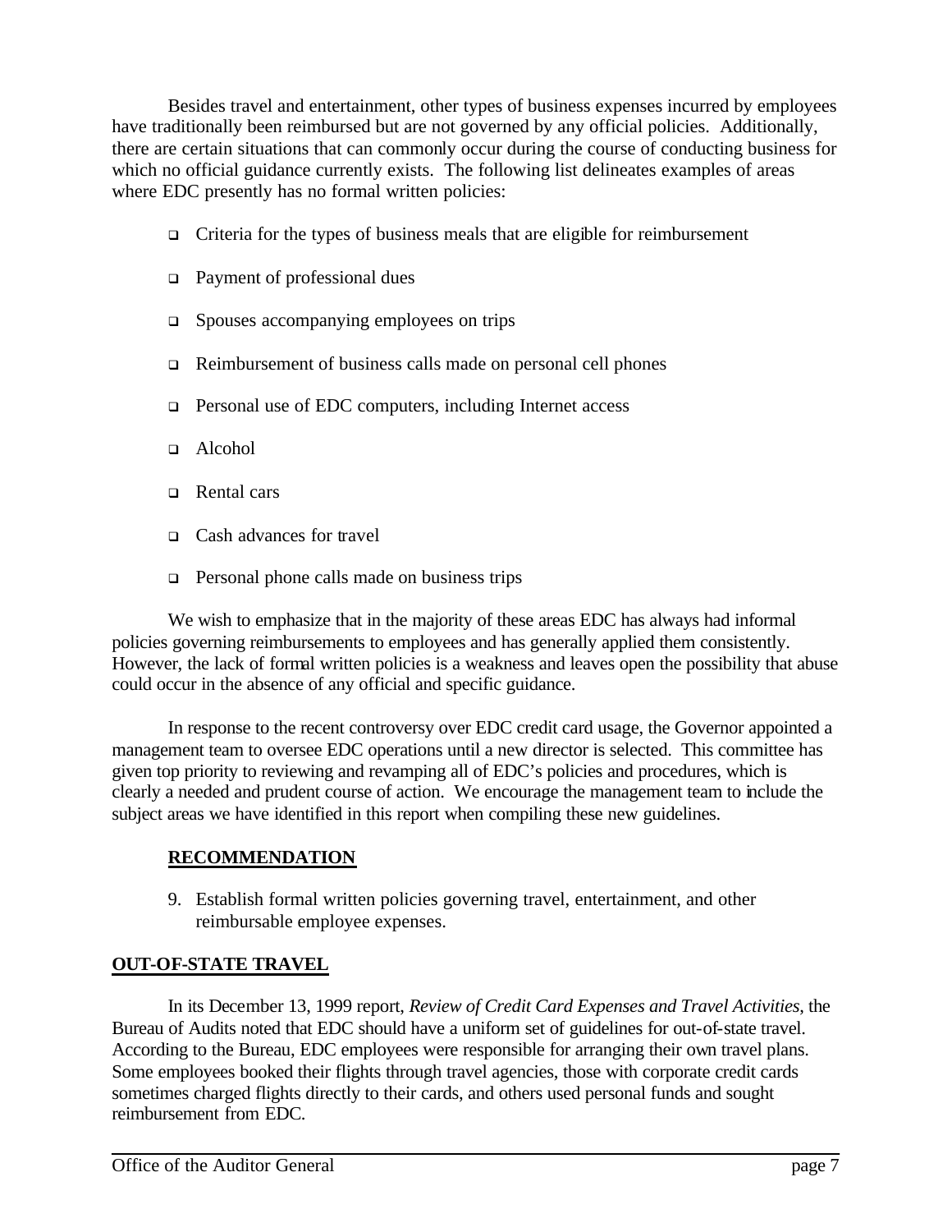Besides travel and entertainment, other types of business expenses incurred by employees have traditionally been reimbursed but are not governed by any official policies. Additionally, there are certain situations that can commonly occur during the course of conducting business for which no official guidance currently exists. The following list delineates examples of areas where EDC presently has no formal written policies:

- Criteria for the types of business meals that are eligible for reimbursement
- Payment of professional dues
- Spouses accompanying employees on trips
- Reimbursement of business calls made on personal cell phones
- Personal use of EDC computers, including Internet access
- Alcohol
- Rental cars
- Cash advances for travel
- Personal phone calls made on business trips

We wish to emphasize that in the majority of these areas EDC has always had informal policies governing reimbursements to employees and has generally applied them consistently. However, the lack of formal written policies is a weakness and leaves open the possibility that abuse could occur in the absence of any official and specific guidance.

In response to the recent controversy over EDC credit card usage, the Governor appointed a management team to oversee EDC operations until a new director is selected. This committee has given top priority to reviewing and revamping all of EDC's policies and procedures, which is clearly a needed and prudent course of action. We encourage the management team to include the subject areas we have identified in this report when compiling these new guidelines.

**RECOMMENDATION**

9. Establish formal written policies governing travel, entertainment, and other reimbursable employee expenses.

**OUT-OF-STATE TRAVEL**

In its December 13, 1999 report, *Review of Credit Card Expenses and Travel Activities*, the Bureau of Audits noted that EDC should have a uniform set of guidelines for out-of-state travel. According to the Bureau, EDC employees were responsible for arranging their own travel plans. Some employees booked their flights through travel agencies, those with corporate credit cards sometimes charged flights directly to their cards, and others used personal funds and sought reimbursement from EDC.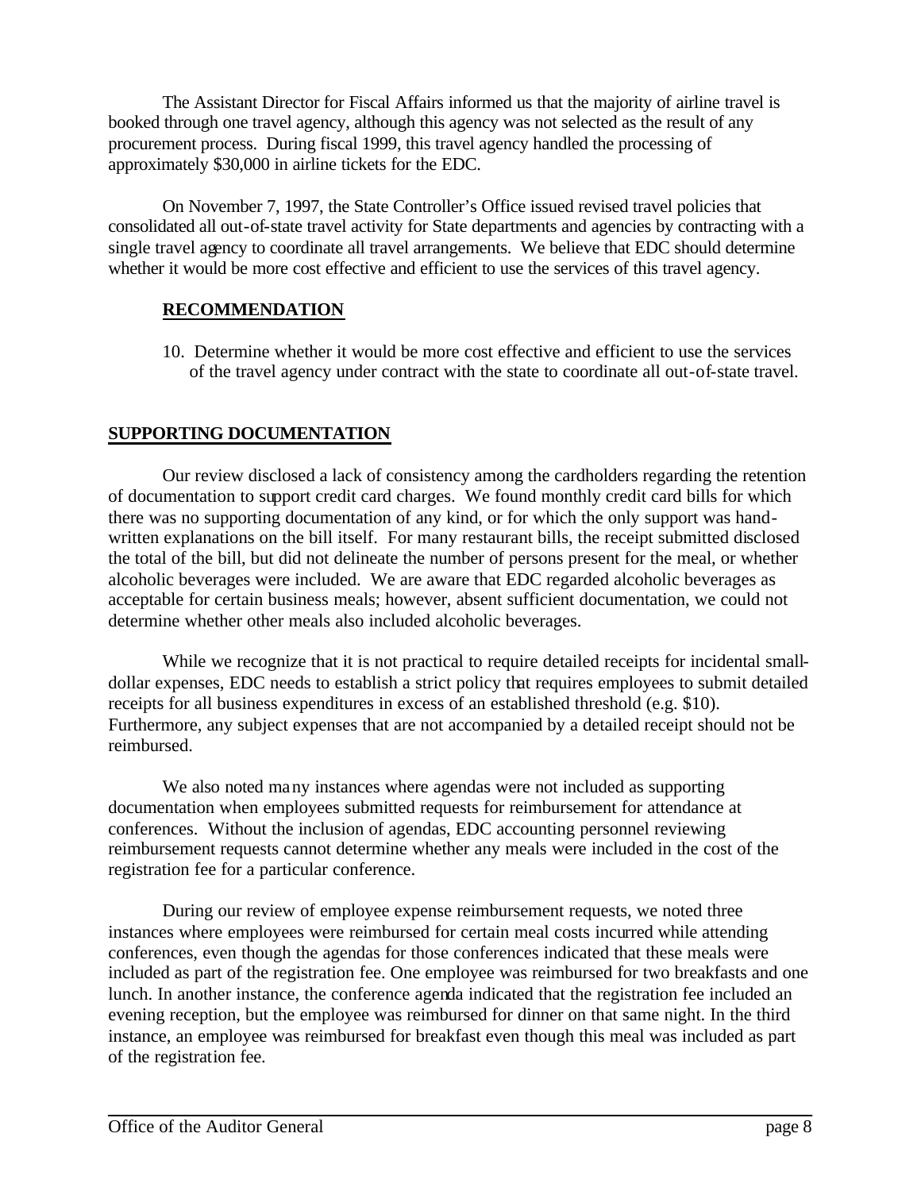The Assistant Director for Fiscal Affairs informed us that the majority of airline travel is booked through one travel agency, although this agency was not selected as the result of any procurement process. During fiscal 1999, this travel agency handled the processing of approximately $30,000 in airline tickets for the EDC.

On November 7, 1997, the State Controller's Office issued revised travel policies that consolidated all out-of-state travel activity for State departments and agencies by contracting with a single travel agency to coordinate all travel arrangements. We believe that EDC should determine whether it would be more cost effective and efficient to use the services of this travel agency.

**RECOMMENDATION**

10. Determine whether it would be more cost effective and efficient to use the services of the travel agency under contract with the state to coordinate all out-of-state travel.

## SUPPORTING DOCUMENTATION

Our review disclosed a lack of consistency among the cardholders regarding the retention of documentation to support credit card charges. We found monthly credit card bills for which there was no supporting documentation of any kind, or for which the only support was hand-written explanations on the bill itself. For many restaurant bills, the receipt submitted disclosed the total of the bill, but did not delineate the number of persons present for the meal, or whether alcoholic beverages were included. We are aware that EDC regarded alcoholic beverages as acceptable for certain business meals; however, absent sufficient documentation, we could not determine whether other meals also included alcoholic beverages.

While we recognize that it is not practical to require detailed receipts for incidental small-dollar expenses, EDC needs to establish a strict policy that requires employees to submit detailed receipts for all business expenditures in excess of an established threshold (e.g. $10). Furthermore, any subject expenses that are not accompanied by a detailed receipt should not be reimbursed.

We also noted many instances where agendas were not included as supporting documentation when employees submitted requests for reimbursement for attendance at conferences. Without the inclusion of agendas, EDC accounting personnel reviewing reimbursement requests cannot determine whether any meals were included in the cost of the registration fee for a particular conference.

During our review of employee expense reimbursement requests, we noted three instances where employees were reimbursed for certain meal costs incurred while attending conferences, even though the agendas for those conferences indicated that these meals were included as part of the registration fee. One employee was reimbursed for two breakfasts and one lunch. In another instance, the conference agenda indicated that the registration fee included an evening reception, but the employee was reimbursed for dinner on that same night. In the third instance, an employee was reimbursed for breakfast even though this meal was included as part of the registration fee.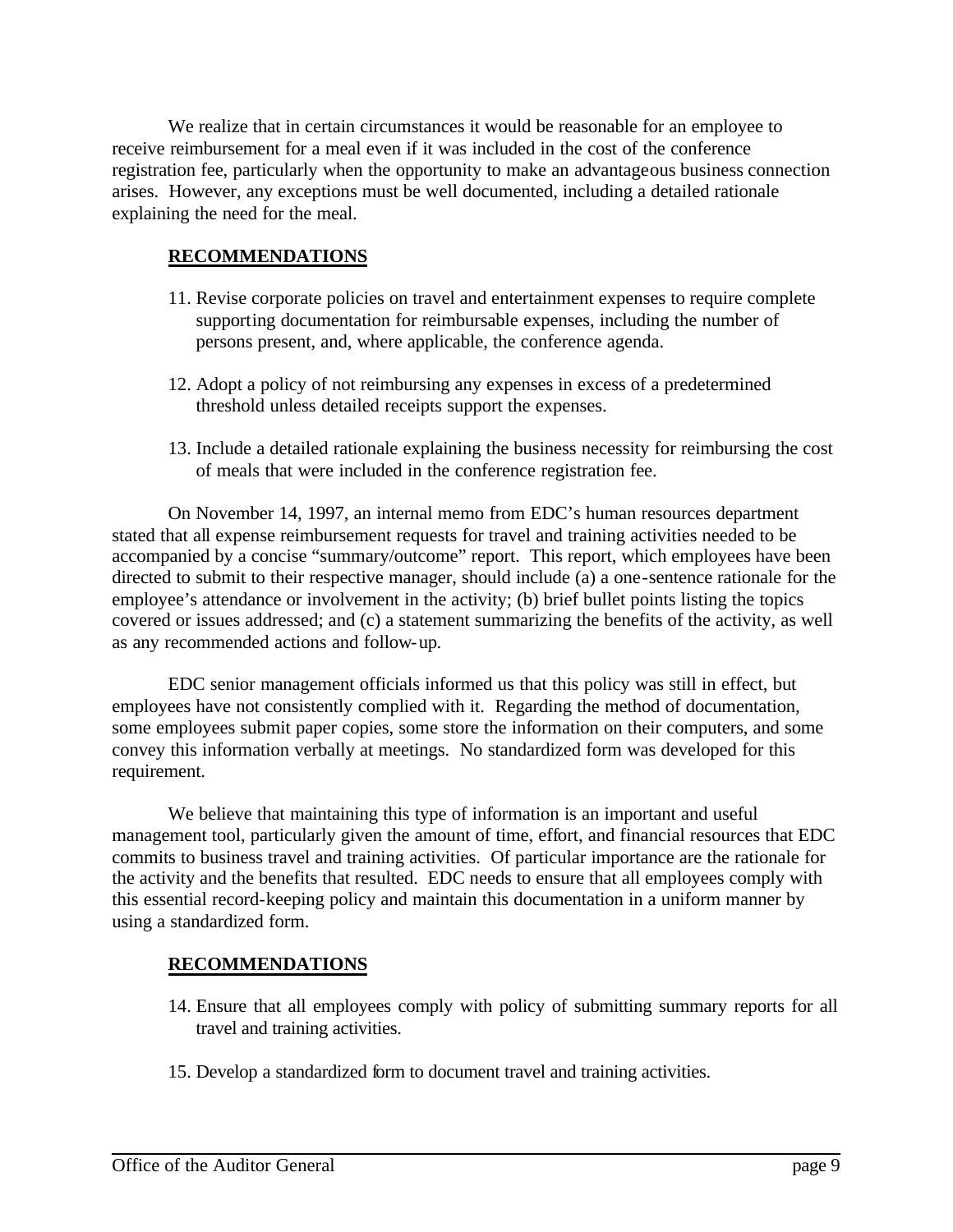We realize that in certain circumstances it would be reasonable for an employee to receive reimbursement for a meal even if it was included in the cost of the conference registration fee, particularly when the opportunity to make an advantageous business connection arises. However, any exceptions must be well documented, including a detailed rationale explaining the need for the meal.

### RECOMMENDATIONS

11. Revise corporate policies on travel and entertainment expenses to require complete supporting documentation for reimbursable expenses, including the number of persons present, and, where applicable, the conference agenda.

12. Adopt a policy of not reimbursing any expenses in excess of a predetermined threshold unless detailed receipts support the expenses.

13. Include a detailed rationale explaining the business necessity for reimbursing the cost of meals that were included in the conference registration fee.

On November 14, 1997, an internal memo from EDC's human resources department stated that all expense reimbursement requests for travel and training activities needed to be accompanied by a concise "summary/outcome" report. This report, which employees have been directed to submit to their respective manager, should include (a) a one-sentence rationale for the employee's attendance or involvement in the activity; (b) brief bullet points listing the topics covered or issues addressed; and (c) a statement summarizing the benefits of the activity, as well as any recommended actions and follow-up.

EDC senior management officials informed us that this policy was still in effect, but employees have not consistently complied with it. Regarding the method of documentation, some employees submit paper copies, some store the information on their computers, and some convey this information verbally at meetings. No standardized form was developed for this requirement.

We believe that maintaining this type of information is an important and useful management tool, particularly given the amount of time, effort, and financial resources that EDC commits to business travel and training activities. Of particular importance are the rationale for the activity and the benefits that resulted. EDC needs to ensure that all employees comply with this essential record-keeping policy and maintain this documentation in a uniform manner by using a standardized form.

### RECOMMENDATIONS

14. Ensure that all employees comply with policy of submitting summary reports for all travel and training activities.

15. Develop a standardized form to document travel and training activities.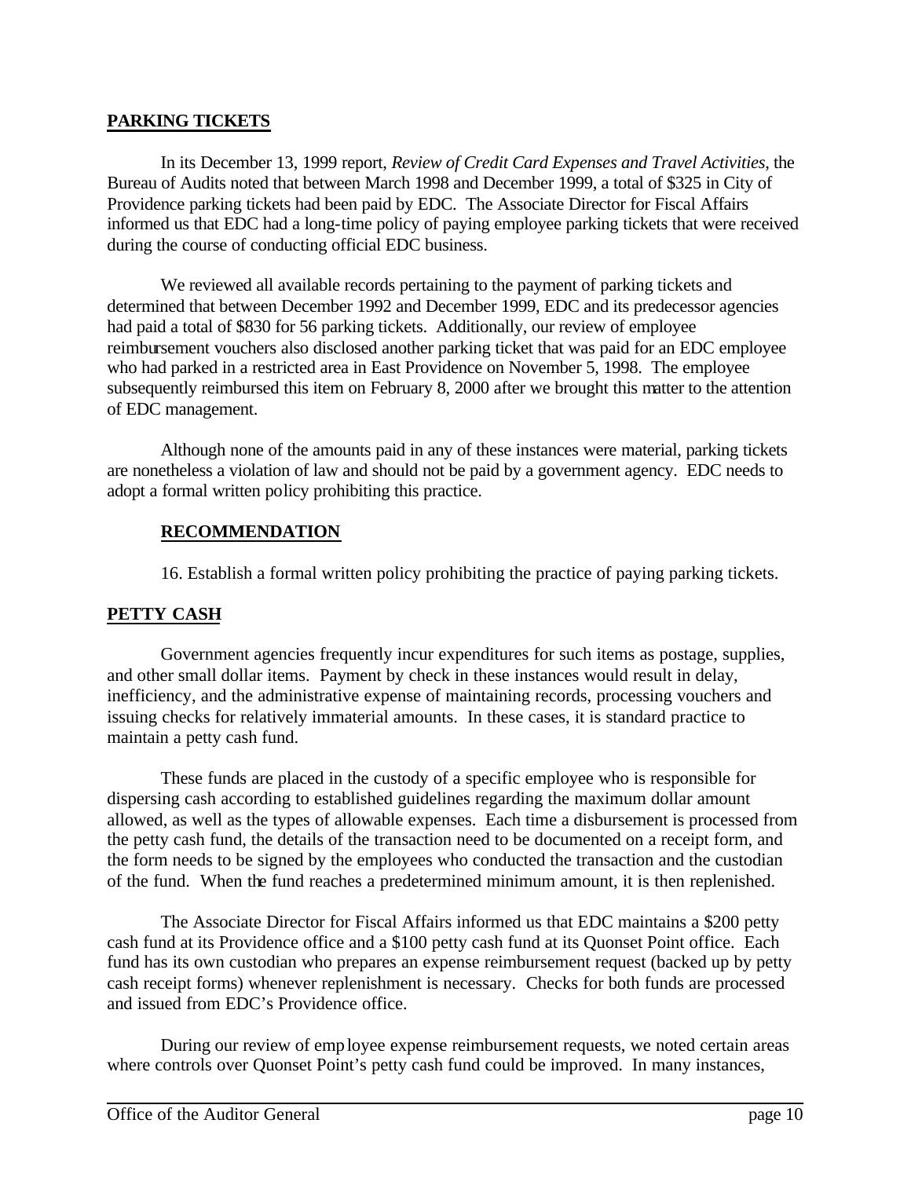## PARKING TICKETS

In its December 13, 1999 report, *Review of Credit Card Expenses and Travel Activities*, the Bureau of Audits noted that between March 1998 and December 1999, a total of $325 in City of Providence parking tickets had been paid by EDC. The Associate Director for Fiscal Affairs informed us that EDC had a long-time policy of paying employee parking tickets that were received during the course of conducting official EDC business.

We reviewed all available records pertaining to the payment of parking tickets and determined that between December 1992 and December 1999, EDC and its predecessor agencies had paid a total of $830 for 56 parking tickets. Additionally, our review of employee reimbursement vouchers also disclosed another parking ticket that was paid for an EDC employee who had parked in a restricted area in East Providence on November 5, 1998. The employee subsequently reimbursed this item on February 8, 2000 after we brought this matter to the attention of EDC management.

Although none of the amounts paid in any of these instances were material, parking tickets are nonetheless a violation of law and should not be paid by a government agency. EDC needs to adopt a formal written policy prohibiting this practice.

### RECOMMENDATION

16. Establish a formal written policy prohibiting the practice of paying parking tickets.

## PETTY CASH

Government agencies frequently incur expenditures for such items as postage, supplies, and other small dollar items. Payment by check in these instances would result in delay, inefficiency, and the administrative expense of maintaining records, processing vouchers and issuing checks for relatively immaterial amounts. In these cases, it is standard practice to maintain a petty cash fund.

These funds are placed in the custody of a specific employee who is responsible for dispersing cash according to established guidelines regarding the maximum dollar amount allowed, as well as the types of allowable expenses. Each time a disbursement is processed from the petty cash fund, the details of the transaction need to be documented on a receipt form, and the form needs to be signed by the employees who conducted the transaction and the custodian of the fund. When the fund reaches a predetermined minimum amount, it is then replenished.

The Associate Director for Fiscal Affairs informed us that EDC maintains a $200 petty cash fund at its Providence office and a $100 petty cash fund at its Quonset Point office. Each fund has its own custodian who prepares an expense reimbursement request (backed up by petty cash receipt forms) whenever replenishment is necessary. Checks for both funds are processed and issued from EDC's Providence office.

During our review of employee expense reimbursement requests, we noted certain areas where controls over Quonset Point's petty cash fund could be improved. In many instances,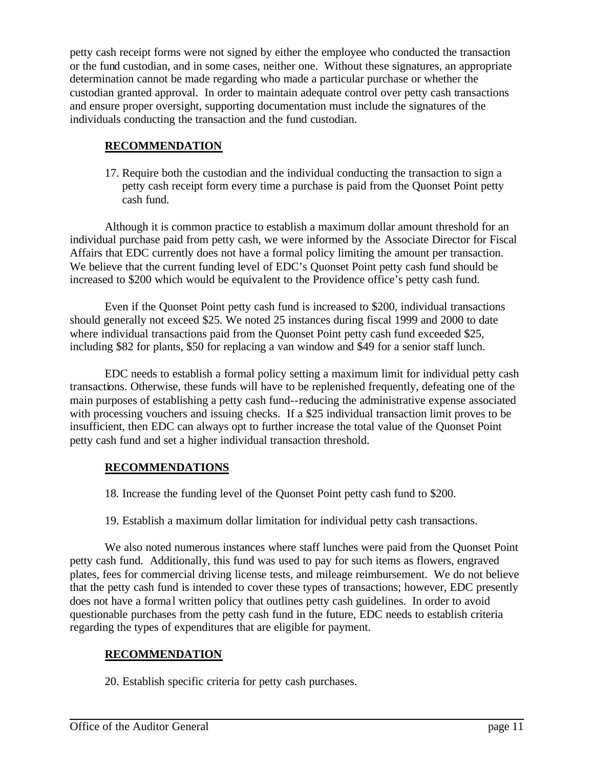petty cash receipt forms were not signed by either the employee who conducted the transaction or the fund custodian, and in some cases, neither one. Without these signatures, an appropriate determination cannot be made regarding who made a particular purchase or whether the custodian granted approval. In order to maintain adequate control over petty cash transactions and ensure proper oversight, supporting documentation must include the signatures of the individuals conducting the transaction and the fund custodian.

**RECOMMENDATION**

17. Require both the custodian and the individual conducting the transaction to sign a petty cash receipt form every time a purchase is paid from the Quonset Point petty cash fund.

Although it is common practice to establish a maximum dollar amount threshold for an individual purchase paid from petty cash, we were informed by the Associate Director for Fiscal Affairs that EDC currently does not have a formal policy limiting the amount per transaction. We believe that the current funding level of EDC's Quonset Point petty cash fund should be increased to $200 which would be equivalent to the Providence office's petty cash fund.

Even if the Quonset Point petty cash fund is increased to $200, individual transactions should generally not exceed $25. We noted 25 instances during fiscal 1999 and 2000 to date where individual transactions paid from the Quonset Point petty cash fund exceeded $25, including $82 for plants, $50 for replacing a van window and $49 for a senior staff lunch.

EDC needs to establish a formal policy setting a maximum limit for individual petty cash transactions. Otherwise, these funds will have to be replenished frequently, defeating one of the main purposes of establishing a petty cash fund--reducing the administrative expense associated with processing vouchers and issuing checks. If a $25 individual transaction limit proves to be insufficient, then EDC can always opt to further increase the total value of the Quonset Point petty cash fund and set a higher individual transaction threshold.

**RECOMMENDATIONS**

18. Increase the funding level of the Quonset Point petty cash fund to $200.

19. Establish a maximum dollar limitation for individual petty cash transactions.

We also noted numerous instances where staff lunches were paid from the Quonset Point petty cash fund. Additionally, this fund was used to pay for such items as flowers, engraved plates, fees for commercial driving license tests, and mileage reimbursement. We do not believe that the petty cash fund is intended to cover these types of transactions; however, EDC presently does not have a formal written policy that outlines petty cash guidelines. In order to avoid questionable purchases from the petty cash fund in the future, EDC needs to establish criteria regarding the types of expenditures that are eligible for payment.

**RECOMMENDATION**

20. Establish specific criteria for petty cash purchases.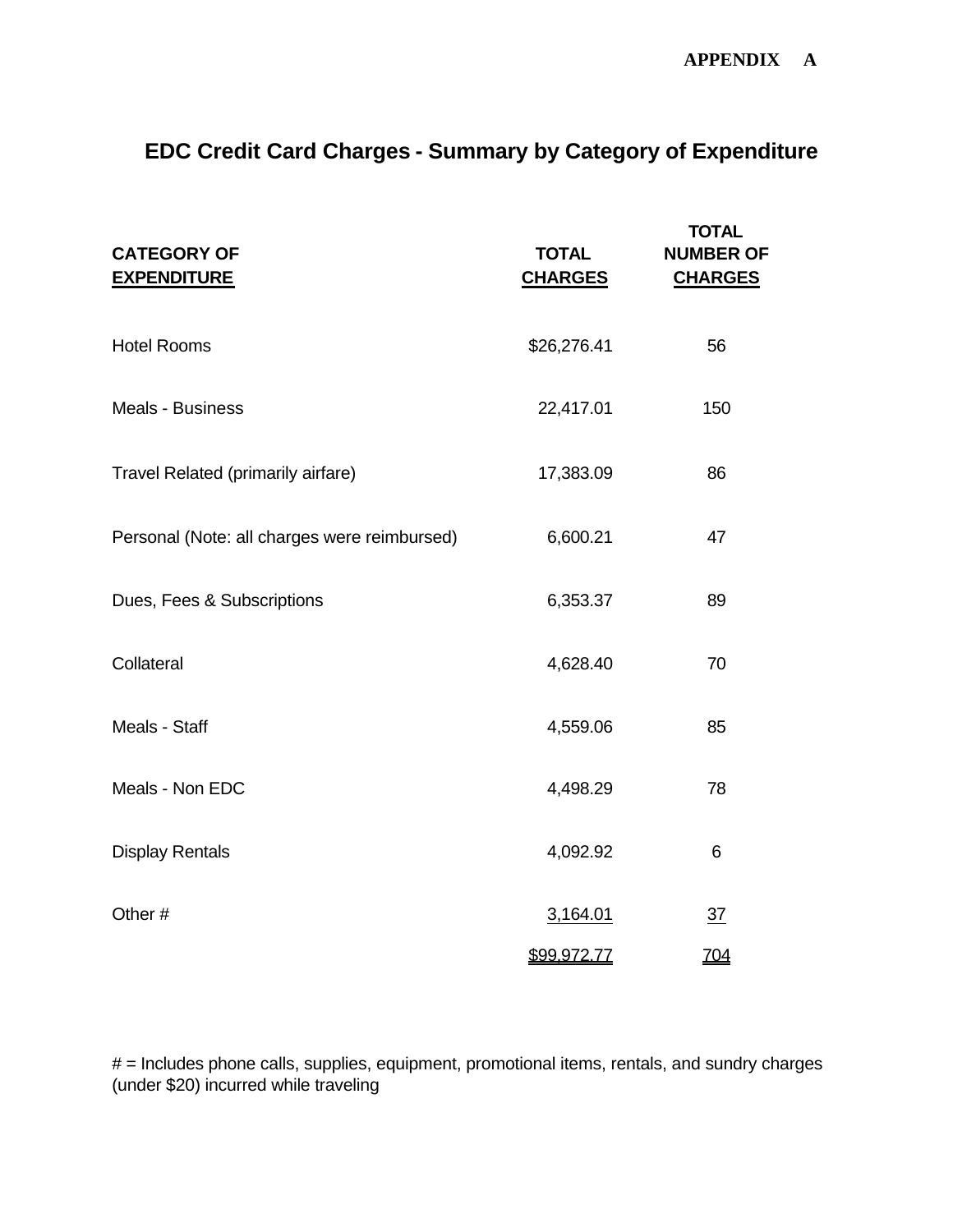**APPENDIX A**

## EDC Credit Card Charges - Summary by Category of Expenditure

| CATEGORY OF EXPENDITURE | TOTAL CHARGES | TOTAL NUMBER OF CHARGES |
|---|---|---|
| Hotel Rooms | $26,276.41 | 56 |
| Meals - Business | 22,417.01 | 150 |
| Travel Related (primarily airfare) | 17,383.09 | 86 |
| Personal (Note: all charges were reimbursed) | 6,600.21 | 47 |
| Dues, Fees & Subscriptions | 6,353.37 | 89 |
| Collateral | 4,628.40 | 70 |
| Meals - Staff | 4,559.06 | 85 |
| Meals - Non EDC | 4,498.29 | 78 |
| Display Rentals | 4,092.92 | 6 |
| Other # | 3,164.01 | 37 |
| | $99,972.77 | 704 |

# = Includes phone calls, supplies, equipment, promotional items, rentals, and sundry charges (under $20) incurred while traveling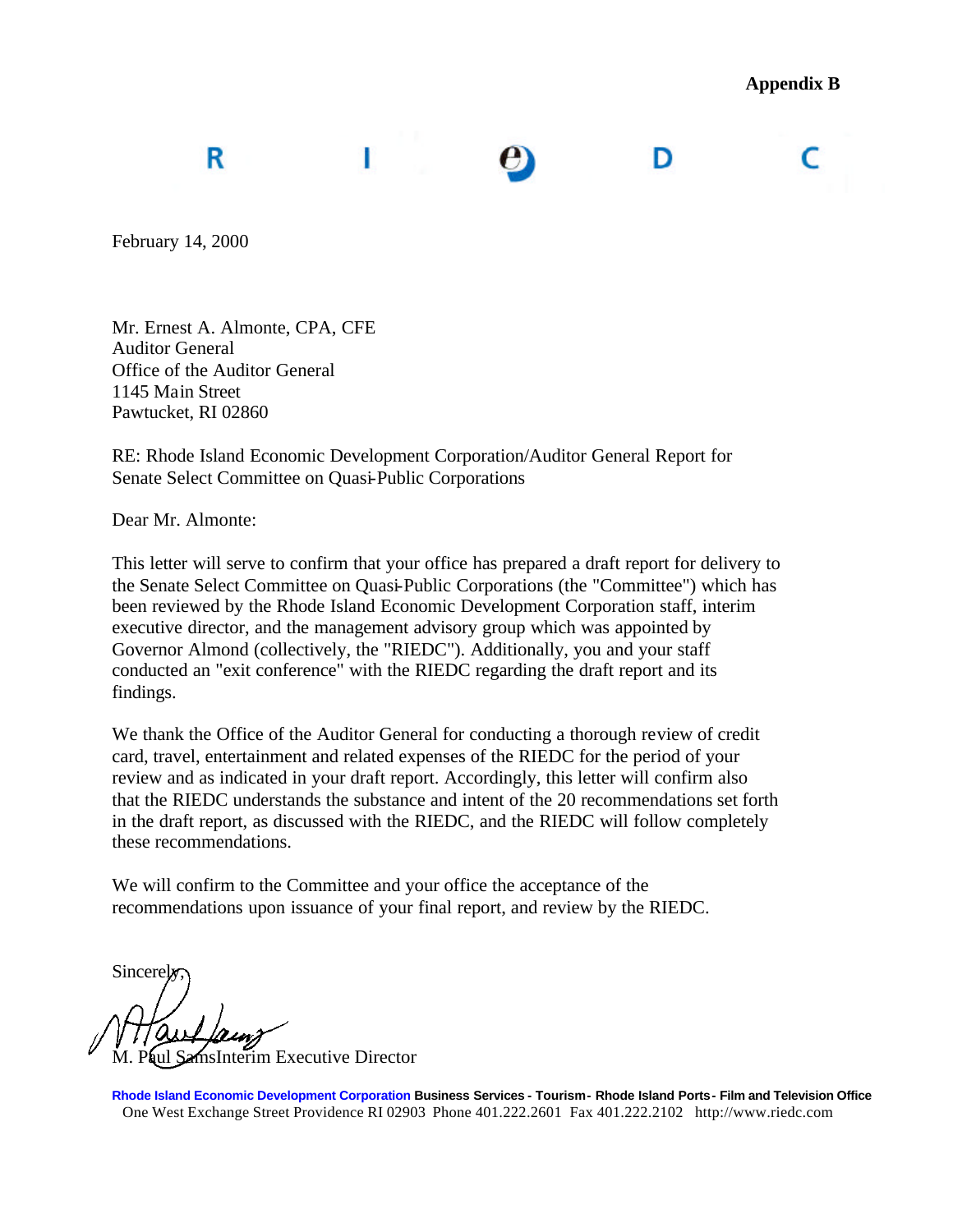**Appendix B**

R I e D C

February 14, 2000

Mr. Ernest A. Almonte, CPA, CFE
Auditor General
Office of the Auditor General
1145 Main Street
Pawtucket, RI 02860

RE: Rhode Island Economic Development Corporation/Auditor General Report for Senate Select Committee on Quasi-Public Corporations

Dear Mr. Almonte:

This letter will serve to confirm that your office has prepared a draft report for delivery to the Senate Select Committee on Quasi-Public Corporations (the "Committee") which has been reviewed by the Rhode Island Economic Development Corporation staff, interim executive director, and the management advisory group which was appointed by Governor Almond (collectively, the "RIEDC"). Additionally, you and your staff conducted an "exit conference" with the RIEDC regarding the draft report and its findings.

We thank the Office of the Auditor General for conducting a thorough review of credit card, travel, entertainment and related expenses of the RIEDC for the period of your review and as indicated in your draft report. Accordingly, this letter will confirm also that the RIEDC understands the substance and intent of the 20 recommendations set forth in the draft report, as discussed with the RIEDC, and the RIEDC will follow completely these recommendations.

We will confirm to the Committee and your office the acceptance of the recommendations upon issuance of your final report, and review by the RIEDC.

Sincerely,

M. Paul Sams
Interim Executive Director

**Rhode Island Economic Development Corporation** **Business Services - Tourism - Rhode Island Ports - Film and Television Office**
One West Exchange Street Providence RI 02903 Phone 401.222.2601 Fax 401.222.2102 http://www.riedc.com